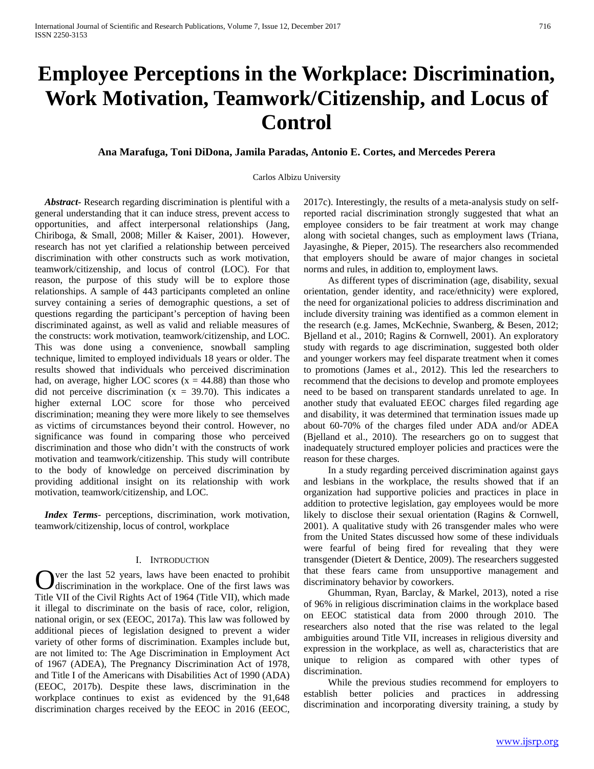# Employee Perceptions in the Workplace: Discrimination, Work Motivation, Teamwork/Citizenship, and Locus of Control

**Ana Marafuga, Toni DiDona, Jamila Paradas, Antonio E. Cortes, and Mercedes Perera**

Carlos Albizu University

***Abstract*-** Research regarding discrimination is plentiful with a general understanding that it can induce stress, prevent access to opportunities, and affect interpersonal relationships (Jang, Chiriboga, & Small, 2008; Miller & Kaiser, 2001). However, research has not yet clarified a relationship between perceived discrimination with other constructs such as work motivation, teamwork/citizenship, and locus of control (LOC). For that reason, the purpose of this study will be to explore those relationships. A sample of 443 participants completed an online survey containing a series of demographic questions, a set of questions regarding the participant's perception of having been discriminated against, as well as valid and reliable measures of the constructs: work motivation, teamwork/citizenship, and LOC. This was done using a convenience, snowball sampling technique, limited to employed individuals 18 years or older. The results showed that individuals who perceived discrimination had, on average, higher LOC scores ($x = 44.88$) than those who did not perceive discrimination ($x = 39.70$). This indicates a higher external LOC score for those who perceived discrimination; meaning they were more likely to see themselves as victims of circumstances beyond their control. However, no significance was found in comparing those who perceived discrimination and those who didn't with the constructs of work motivation and teamwork/citizenship. This study will contribute to the body of knowledge on perceived discrimination by providing additional insight on its relationship with work motivation, teamwork/citizenship, and LOC.

***Index Terms*-** perceptions, discrimination, work motivation, teamwork/citizenship, locus of control, workplace

## I. Introduction

Over the last 52 years, laws have been enacted to prohibit discrimination in the workplace. One of the first laws was Title VII of the Civil Rights Act of 1964 (Title VII), which made it illegal to discriminate on the basis of race, color, religion, national origin, or sex (EEOC, 2017a). This law was followed by additional pieces of legislation designed to prevent a wider variety of other forms of discrimination. Examples include but, are not limited to: The Age Discrimination in Employment Act of 1967 (ADEA), The Pregnancy Discrimination Act of 1978, and Title I of the Americans with Disabilities Act of 1990 (ADA) (EEOC, 2017b). Despite these laws, discrimination in the workplace continues to exist as evidenced by the 91,648 discrimination charges received by the EEOC in 2016 (EEOC, 2017c). Interestingly, the results of a meta-analysis study on self-reported racial discrimination strongly suggested that what an employee considers to be fair treatment at work may change along with societal changes, such as employment laws (Triana, Jayasinghe, & Pieper, 2015). The researchers also recommended that employers should be aware of major changes in societal norms and rules, in addition to, employment laws.

As different types of discrimination (age, disability, sexual orientation, gender identity, and race/ethnicity) were explored, the need for organizational policies to address discrimination and include diversity training was identified as a common element in the research (e.g. James, McKechnie, Swanberg, & Besen, 2012; Bjelland et al., 2010; Ragins & Cornwell, 2001). An exploratory study with regards to age discrimination, suggested both older and younger workers may feel disparate treatment when it comes to promotions (James et al., 2012). This led the researchers to recommend that the decisions to develop and promote employees need to be based on transparent standards unrelated to age. In another study that evaluated EEOC charges filed regarding age and disability, it was determined that termination issues made up about 60-70% of the charges filed under ADA and/or ADEA (Bjelland et al., 2010). The researchers go on to suggest that inadequately structured employer policies and practices were the reason for these charges.

In a study regarding perceived discrimination against gays and lesbians in the workplace, the results showed that if an organization had supportive policies and practices in place in addition to protective legislation, gay employees would be more likely to disclose their sexual orientation (Ragins & Cornwell, 2001). A qualitative study with 26 transgender males who were from the United States discussed how some of these individuals were fearful of being fired for revealing that they were transgender (Dietert & Dentice, 2009). The researchers suggested that these fears came from unsupportive management and discriminatory behavior by coworkers.

Ghumman, Ryan, Barclay, & Markel, 2013), noted a rise of 96% in religious discrimination claims in the workplace based on EEOC statistical data from 2000 through 2010. The researchers also noted that the rise was related to the legal ambiguities around Title VII, increases in religious diversity and expression in the workplace, as well as, characteristics that are unique to religion as compared with other types of discrimination.

While the previous studies recommend for employers to establish better policies and practices in addressing discrimination and incorporating diversity training, a study by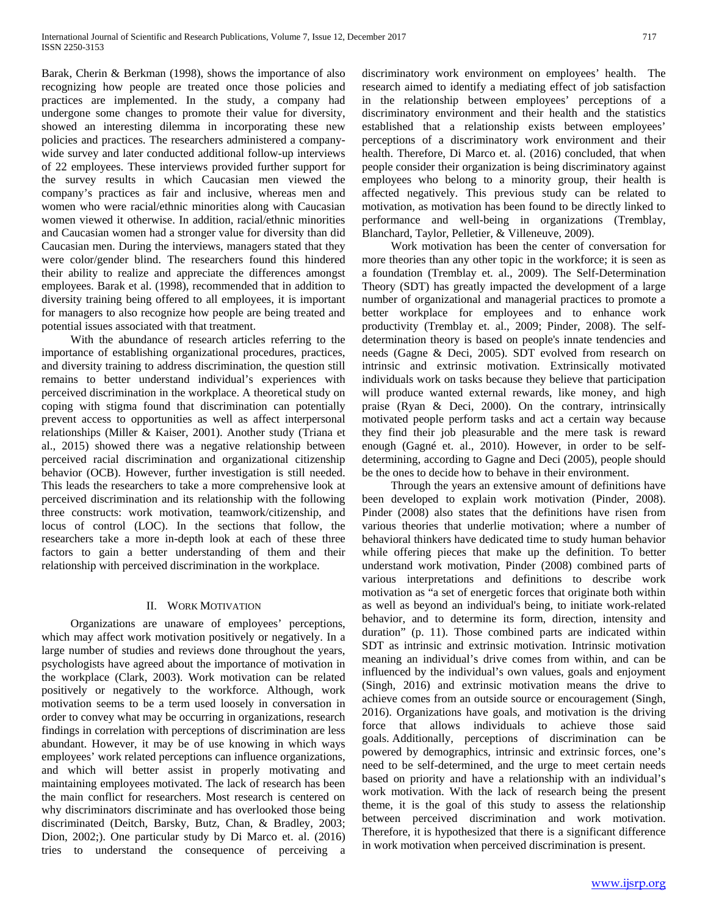Barak, Cherin & Berkman (1998), shows the importance of also recognizing how people are treated once those policies and practices are implemented. In the study, a company had undergone some changes to promote their value for diversity, showed an interesting dilemma in incorporating these new policies and practices. The researchers administered a company-wide survey and later conducted additional follow-up interviews of 22 employees. These interviews provided further support for the survey results in which Caucasian men viewed the company's practices as fair and inclusive, whereas men and women who were racial/ethnic minorities along with Caucasian women viewed it otherwise. In addition, racial/ethnic minorities and Caucasian women had a stronger value for diversity than did Caucasian men. During the interviews, managers stated that they were color/gender blind. The researchers found this hindered their ability to realize and appreciate the differences amongst employees. Barak et al. (1998), recommended that in addition to diversity training being offered to all employees, it is important for managers to also recognize how people are being treated and potential issues associated with that treatment.

With the abundance of research articles referring to the importance of establishing organizational procedures, practices, and diversity training to address discrimination, the question still remains to better understand individual's experiences with perceived discrimination in the workplace. A theoretical study on coping with stigma found that discrimination can potentially prevent access to opportunities as well as affect interpersonal relationships (Miller & Kaiser, 2001). Another study (Triana et al., 2015) showed there was a negative relationship between perceived racial discrimination and organizational citizenship behavior (OCB). However, further investigation is still needed. This leads the researchers to take a more comprehensive look at perceived discrimination and its relationship with the following three constructs: work motivation, teamwork/citizenship, and locus of control (LOC). In the sections that follow, the researchers take a more in-depth look at each of these three factors to gain a better understanding of them and their relationship with perceived discrimination in the workplace.

## II. Work Motivation

Organizations are unaware of employees' perceptions, which may affect work motivation positively or negatively. In a large number of studies and reviews done throughout the years, psychologists have agreed about the importance of motivation in the workplace (Clark, 2003). Work motivation can be related positively or negatively to the workforce. Although, work motivation seems to be a term used loosely in conversation in order to convey what may be occurring in organizations, research findings in correlation with perceptions of discrimination are less abundant. However, it may be of use knowing in which ways employees' work related perceptions can influence organizations, and which will better assist in properly motivating and maintaining employees motivated. The lack of research has been the main conflict for researchers. Most research is centered on why discriminators discriminate and has overlooked those being discriminated (Deitch, Barsky, Butz, Chan, & Bradley, 2003; Dion, 2002;). One particular study by Di Marco et. al. (2016) tries to understand the consequence of perceiving a discriminatory work environment on employees' health. The research aimed to identify a mediating effect of job satisfaction in the relationship between employees' perceptions of a discriminatory environment and their health and the statistics established that a relationship exists between employees' perceptions of a discriminatory work environment and their health. Therefore, Di Marco et. al. (2016) concluded, that when people consider their organization is being discriminatory against employees who belong to a minority group, their health is affected negatively. This previous study can be related to motivation, as motivation has been found to be directly linked to performance and well-being in organizations (Tremblay, Blanchard, Taylor, Pelletier, & Villeneuve, 2009).

Work motivation has been the center of conversation for more theories than any other topic in the workforce; it is seen as a foundation (Tremblay et. al., 2009). The Self-Determination Theory (SDT) has greatly impacted the development of a large number of organizational and managerial practices to promote a better workplace for employees and to enhance work productivity (Tremblay et. al., 2009; Pinder, 2008). The self-determination theory is based on people's innate tendencies and needs (Gagne & Deci, 2005). SDT evolved from research on intrinsic and extrinsic motivation. Extrinsically motivated individuals work on tasks because they believe that participation will produce wanted external rewards, like money, and high praise (Ryan & Deci, 2000). On the contrary, intrinsically motivated people perform tasks and act a certain way because they find their job pleasurable and the mere task is reward enough (Gagné et. al., 2010). However, in order to be self-determining, according to Gagne and Deci (2005), people should be the ones to decide how to behave in their environment.

Through the years an extensive amount of definitions have been developed to explain work motivation (Pinder, 2008). Pinder (2008) also states that the definitions have risen from various theories that underlie motivation; where a number of behavioral thinkers have dedicated time to study human behavior while offering pieces that make up the definition. To better understand work motivation, Pinder (2008) combined parts of various interpretations and definitions to describe work motivation as "a set of energetic forces that originate both within as well as beyond an individual's being, to initiate work-related behavior, and to determine its form, direction, intensity and duration" (p. 11). Those combined parts are indicated within SDT as intrinsic and extrinsic motivation. Intrinsic motivation meaning an individual's drive comes from within, and can be influenced by the individual's own values, goals and enjoyment (Singh, 2016) and extrinsic motivation means the drive to achieve comes from an outside source or encouragement (Singh, 2016). Organizations have goals, and motivation is the driving force that allows individuals to achieve those said goals. Additionally, perceptions of discrimination can be powered by demographics, intrinsic and extrinsic forces, one's need to be self-determined, and the urge to meet certain needs based on priority and have a relationship with an individual's work motivation. With the lack of research being the present theme, it is the goal of this study to assess the relationship between perceived discrimination and work motivation. Therefore, it is hypothesized that there is a significant difference in work motivation when perceived discrimination is present.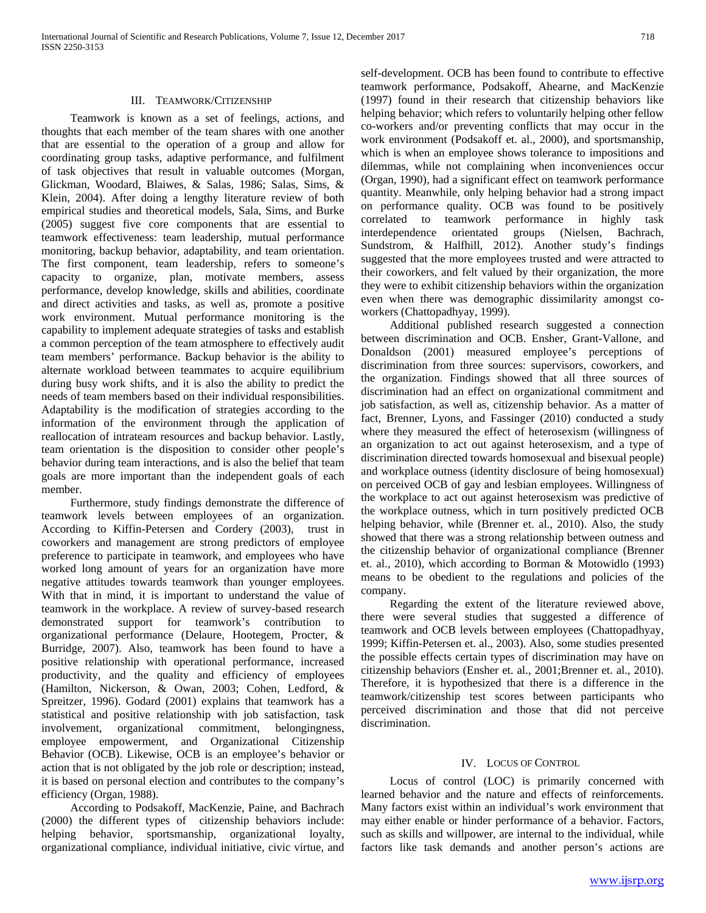## III. Teamwork/Citizenship

Teamwork is known as a set of feelings, actions, and thoughts that each member of the team shares with one another that are essential to the operation of a group and allow for coordinating group tasks, adaptive performance, and fulfilment of task objectives that result in valuable outcomes (Morgan, Glickman, Woodard, Blaiwes, & Salas, 1986; Salas, Sims, & Klein, 2004). After doing a lengthy literature review of both empirical studies and theoretical models, Sala, Sims, and Burke (2005) suggest five core components that are essential to teamwork effectiveness: team leadership, mutual performance monitoring, backup behavior, adaptability, and team orientation. The first component, team leadership, refers to someone's capacity to organize, plan, motivate members, assess performance, develop knowledge, skills and abilities, coordinate and direct activities and tasks, as well as, promote a positive work environment. Mutual performance monitoring is the capability to implement adequate strategies of tasks and establish a common perception of the team atmosphere to effectively audit team members' performance. Backup behavior is the ability to alternate workload between teammates to acquire equilibrium during busy work shifts, and it is also the ability to predict the needs of team members based on their individual responsibilities. Adaptability is the modification of strategies according to the information of the environment through the application of reallocation of intrateam resources and backup behavior. Lastly, team orientation is the disposition to consider other people's behavior during team interactions, and is also the belief that team goals are more important than the independent goals of each member.

Furthermore, study findings demonstrate the difference of teamwork levels between employees of an organization. According to Kiffin-Petersen and Cordery (2003), trust in coworkers and management are strong predictors of employee preference to participate in teamwork, and employees who have worked long amount of years for an organization have more negative attitudes towards teamwork than younger employees. With that in mind, it is important to understand the value of teamwork in the workplace. A review of survey-based research demonstrated support for teamwork's contribution to organizational performance (Delaure, Hootegem, Procter, & Burridge, 2007). Also, teamwork has been found to have a positive relationship with operational performance, increased productivity, and the quality and efficiency of employees (Hamilton, Nickerson, & Owan, 2003; Cohen, Ledford, & Spreitzer, 1996). Godard (2001) explains that teamwork has a statistical and positive relationship with job satisfaction, task involvement, organizational commitment, belongingness, employee empowerment, and Organizational Citizenship Behavior (OCB). Likewise, OCB is an employee's behavior or action that is not obligated by the job role or description; instead, it is based on personal election and contributes to the company's efficiency (Organ, 1988).

According to Podsakoff, MacKenzie, Paine, and Bachrach (2000) the different types of citizenship behaviors include: helping behavior, sportsmanship, organizational loyalty, organizational compliance, individual initiative, civic virtue, and self-development. OCB has been found to contribute to effective teamwork performance, Podsakoff, Ahearne, and MacKenzie (1997) found in their research that citizenship behaviors like helping behavior; which refers to voluntarily helping other fellow co-workers and/or preventing conflicts that may occur in the work environment (Podsakoff et. al., 2000), and sportsmanship, which is when an employee shows tolerance to impositions and dilemmas, while not complaining when inconveniences occur (Organ, 1990), had a significant effect on teamwork performance quantity. Meanwhile, only helping behavior had a strong impact on performance quality. OCB was found to be positively correlated to teamwork performance in highly task interdependence orientated groups (Nielsen, Bachrach, Sundstrom, & Halfhill, 2012). Another study's findings suggested that the more employees trusted and were attracted to their coworkers, and felt valued by their organization, the more they were to exhibit citizenship behaviors within the organization even when there was demographic dissimilarity amongst co-workers (Chattopadhyay, 1999).

Additional published research suggested a connection between discrimination and OCB. Ensher, Grant-Vallone, and Donaldson (2001) measured employee's perceptions of discrimination from three sources: supervisors, coworkers, and the organization. Findings showed that all three sources of discrimination had an effect on organizational commitment and job satisfaction, as well as, citizenship behavior. As a matter of fact, Brenner, Lyons, and Fassinger (2010) conducted a study where they measured the effect of heterosexism (willingness of an organization to act out against heterosexism, and a type of discrimination directed towards homosexual and bisexual people) and workplace outness (identity disclosure of being homosexual) on perceived OCB of gay and lesbian employees. Willingness of the workplace to act out against heterosexism was predictive of the workplace outness, which in turn positively predicted OCB helping behavior, while (Brenner et. al., 2010). Also, the study showed that there was a strong relationship between outness and the citizenship behavior of organizational compliance (Brenner et. al., 2010), which according to Borman & Motowidlo (1993) means to be obedient to the regulations and policies of the company.

Regarding the extent of the literature reviewed above, there were several studies that suggested a difference of teamwork and OCB levels between employees (Chattopadhyay, 1999; Kiffin-Petersen et. al., 2003). Also, some studies presented the possible effects certain types of discrimination may have on citizenship behaviors (Ensher et. al., 2001;Brenner et. al., 2010). Therefore, it is hypothesized that there is a difference in the teamwork/citizenship test scores between participants who perceived discrimination and those that did not perceive discrimination.

## IV. Locus of Control

Locus of control (LOC) is primarily concerned with learned behavior and the nature and effects of reinforcements. Many factors exist within an individual's work environment that may either enable or hinder performance of a behavior. Factors, such as skills and willpower, are internal to the individual, while factors like task demands and another person's actions are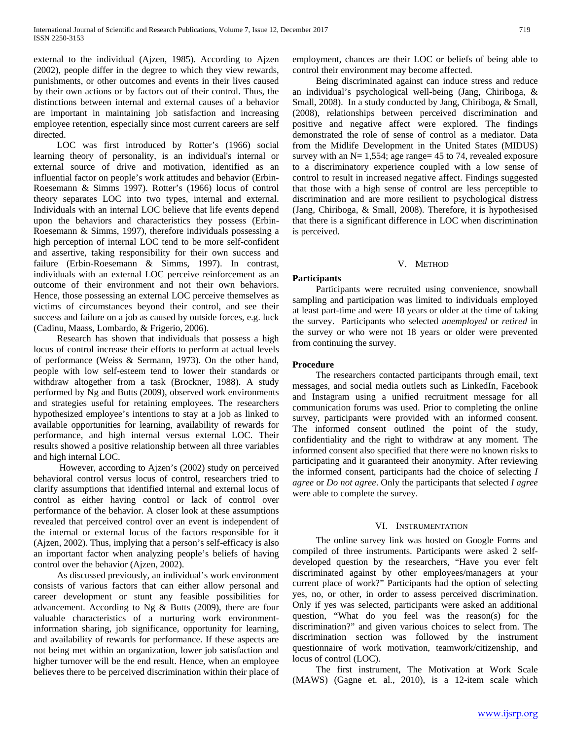external to the individual (Ajzen, 1985). According to Ajzen (2002), people differ in the degree to which they view rewards, punishments, or other outcomes and events in their lives caused by their own actions or by factors out of their control. Thus, the distinctions between internal and external causes of a behavior are important in maintaining job satisfaction and increasing employee retention, especially since most current careers are self directed.

LOC was first introduced by Rotter's (1966) social learning theory of personality, is an individual's internal or external source of drive and motivation, identified as an influential factor on people's work attitudes and behavior (Erbin-Roesemann & Simms 1997). Rotter's (1966) locus of control theory separates LOC into two types, internal and external. Individuals with an internal LOC believe that life events depend upon the behaviors and characteristics they possess (Erbin-Roesemann & Simms, 1997), therefore individuals possessing a high perception of internal LOC tend to be more self-confident and assertive, taking responsibility for their own success and failure (Erbin-Roesemann & Simms, 1997). In contrast, individuals with an external LOC perceive reinforcement as an outcome of their environment and not their own behaviors. Hence, those possessing an external LOC perceive themselves as victims of circumstances beyond their control, and see their success and failure on a job as caused by outside forces, e.g. luck (Cadinu, Maass, Lombardo, & Frigerio, 2006).

Research has shown that individuals that possess a high locus of control increase their efforts to perform at actual levels of performance (Weiss & Sermann, 1973). On the other hand, people with low self-esteem tend to lower their standards or withdraw altogether from a task (Brockner, 1988). A study performed by Ng and Butts (2009), observed work environments and strategies useful for retaining employees. The researchers hypothesized employee's intentions to stay at a job as linked to available opportunities for learning, availability of rewards for performance, and high internal versus external LOC. Their results showed a positive relationship between all three variables and high internal LOC.

However, according to Ajzen's (2002) study on perceived behavioral control versus locus of control, researchers tried to clarify assumptions that identified internal and external locus of control as either having control or lack of control over performance of the behavior. A closer look at these assumptions revealed that perceived control over an event is independent of the internal or external locus of the factors responsible for it (Ajzen, 2002). Thus, implying that a person's self-efficacy is also an important factor when analyzing people's beliefs of having control over the behavior (Ajzen, 2002).

As discussed previously, an individual's work environment consists of various factors that can either allow personal and career development or stunt any feasible possibilities for advancement. According to Ng & Butts (2009), there are four valuable characteristics of a nurturing work environment- information sharing, job significance, opportunity for learning, and availability of rewards for performance. If these aspects are not being met within an organization, lower job satisfaction and higher turnover will be the end result. Hence, when an employee believes there to be perceived discrimination within their place of employment, chances are their LOC or beliefs of being able to control their environment may become affected.

Being discriminated against can induce stress and reduce an individual's psychological well-being (Jang, Chiriboga, & Small, 2008). In a study conducted by Jang, Chiriboga, & Small, (2008), relationships between perceived discrimination and positive and negative affect were explored. The findings demonstrated the role of sense of control as a mediator. Data from the Midlife Development in the United States (MIDUS) survey with an N= 1,554; age range= 45 to 74, revealed exposure to a discriminatory experience coupled with a low sense of control to result in increased negative affect. Findings suggested that those with a high sense of control are less perceptible to discrimination and are more resilient to psychological distress (Jang, Chiriboga, & Small, 2008). Therefore, it is hypothesised that there is a significant difference in LOC when discrimination is perceived.

## V. Method

### Participants

Participants were recruited using convenience, snowball sampling and participation was limited to individuals employed at least part-time and were 18 years or older at the time of taking the survey. Participants who selected *unemployed* or *retired* in the survey or who were not 18 years or older were prevented from continuing the survey.

### Procedure

The researchers contacted participants through email, text messages, and social media outlets such as LinkedIn, Facebook and Instagram using a unified recruitment message for all communication forums was used. Prior to completing the online survey, participants were provided with an informed consent. The informed consent outlined the point of the study, confidentiality and the right to withdraw at any moment. The informed consent also specified that there were no known risks to participating and it guaranteed their anonymity. After reviewing the informed consent, participants had the choice of selecting *I agree* or *Do not agree*. Only the participants that selected *I agree* were able to complete the survey.

## VI. Instrumentation

The online survey link was hosted on Google Forms and compiled of three instruments. Participants were asked 2 self-developed question by the researchers, "Have you ever felt discriminated against by other employees/managers at your current place of work?" Participants had the option of selecting yes, no, or other, in order to assess perceived discrimination. Only if yes was selected, participants were asked an additional question, "What do you feel was the reason(s) for the discrimination?" and given various choices to select from. The discrimination section was followed by the instrument questionnaire of work motivation, teamwork/citizenship, and locus of control (LOC).

The first instrument, The Motivation at Work Scale (MAWS) (Gagne et. al., 2010), is a 12-item scale which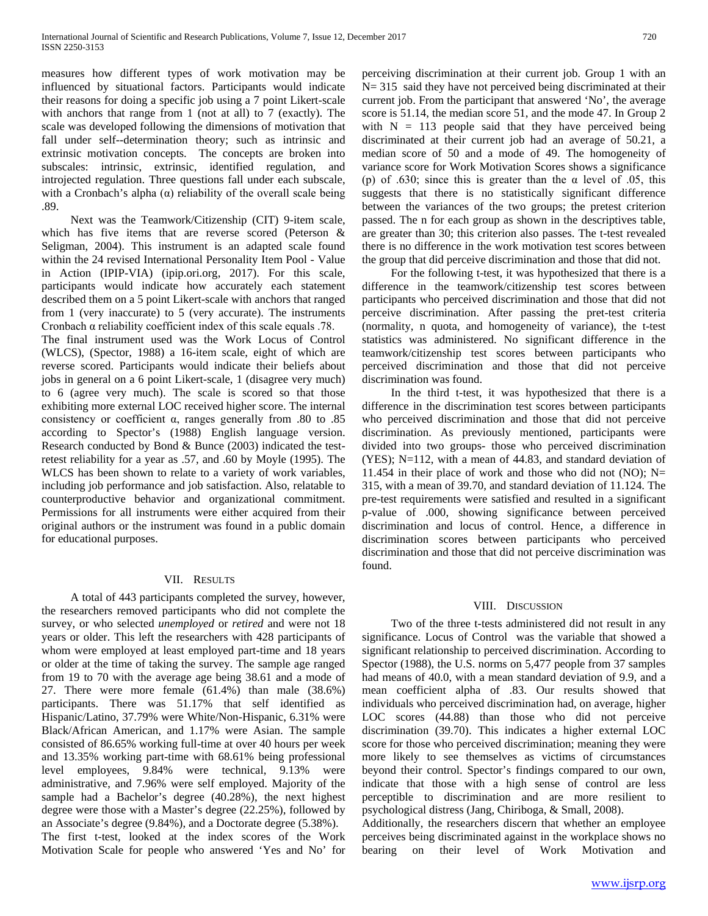measures how different types of work motivation may be influenced by situational factors. Participants would indicate their reasons for doing a specific job using a 7 point Likert-scale with anchors that range from 1 (not at all) to 7 (exactly). The scale was developed following the dimensions of motivation that fall under self--determination theory; such as intrinsic and extrinsic motivation concepts. The concepts are broken into subscales: intrinsic, extrinsic, identified regulation, and introjected regulation. Three questions fall under each subscale, with a Cronbach's alpha (α) reliability of the overall scale being .89.

Next was the Teamwork/Citizenship (CIT) 9-item scale, which has five items that are reverse scored (Peterson & Seligman, 2004). This instrument is an adapted scale found within the 24 revised International Personality Item Pool - Value in Action (IPIP-VIA) (ipip.ori.org, 2017). For this scale, participants would indicate how accurately each statement described them on a 5 point Likert-scale with anchors that ranged from 1 (very inaccurate) to 5 (very accurate). The instruments Cronbach α reliability coefficient index of this scale equals .78.

The final instrument used was the Work Locus of Control (WLCS), (Spector, 1988) a 16-item scale, eight of which are reverse scored. Participants would indicate their beliefs about jobs in general on a 6 point Likert-scale, 1 (disagree very much) to 6 (agree very much). The scale is scored so that those exhibiting more external LOC received higher score. The internal consistency or coefficient α, ranges generally from .80 to .85 according to Spector's (1988) English language version. Research conducted by Bond & Bunce (2003) indicated the test-retest reliability for a year as .57, and .60 by Moyle (1995). The WLCS has been shown to relate to a variety of work variables, including job performance and job satisfaction. Also, relatable to counterproductive behavior and organizational commitment. Permissions for all instruments were either acquired from their original authors or the instrument was found in a public domain for educational purposes.

## VII. Results

A total of 443 participants completed the survey, however, the researchers removed participants who did not complete the survey, or who selected *unemployed* or *retired* and were not 18 years or older. This left the researchers with 428 participants of whom were employed at least employed part-time and 18 years or older at the time of taking the survey. The sample age ranged from 19 to 70 with the average age being 38.61 and a mode of 27. There were more female (61.4%) than male (38.6%) participants. There was 51.17% that self identified as Hispanic/Latino, 37.79% were White/Non-Hispanic, 6.31% were Black/African American, and 1.17% were Asian. The sample consisted of 86.65% working full-time at over 40 hours per week and 13.35% working part-time with 68.61% being professional level employees, 9.84% were technical, 9.13% were administrative, and 7.96% were self employed. Majority of the sample had a Bachelor's degree (40.28%), the next highest degree were those with a Master's degree (22.25%), followed by an Associate's degree (9.84%), and a Doctorate degree (5.38%).

The first t-test, looked at the index scores of the Work Motivation Scale for people who answered 'Yes and No' for perceiving discrimination at their current job. Group 1 with an N= 315 said they have not perceived being discriminated at their current job. From the participant that answered 'No', the average score is 51.14, the median score 51, and the mode 47. In Group 2 with N = 113 people said that they have perceived being discriminated at their current job had an average of 50.21, a median score of 50 and a mode of 49. The homogeneity of variance score for Work Motivation Scores shows a significance (p) of .630; since this is greater than the α level of .05, this suggests that there is no statistically significant difference between the variances of the two groups; the pretest criterion passed. The n for each group as shown in the descriptives table, are greater than 30; this criterion also passes. The t-test revealed there is no difference in the work motivation test scores between the group that did perceive discrimination and those that did not.

For the following t-test, it was hypothesized that there is a difference in the teamwork/citizenship test scores between participants who perceived discrimination and those that did not perceive discrimination. After passing the pret-test criteria (normality, n quota, and homogeneity of variance), the t-test statistics was administered. No significant difference in the teamwork/citizenship test scores between participants who perceived discrimination and those that did not perceive discrimination was found.

In the third t-test, it was hypothesized that there is a difference in the discrimination test scores between participants who perceived discrimination and those that did not perceive discrimination. As previously mentioned, participants were divided into two groups- those who perceived discrimination (YES); N=112, with a mean of 44.83, and standard deviation of 11.454 in their place of work and those who did not (NO); N= 315, with a mean of 39.70, and standard deviation of 11.124. The pre-test requirements were satisfied and resulted in a significant p-value of .000, showing significance between perceived discrimination and locus of control. Hence, a difference in discrimination scores between participants who perceived discrimination and those that did not perceive discrimination was found.

## VIII. Discussion

Two of the three t-tests administered did not result in any significance. Locus of Control was the variable that showed a significant relationship to perceived discrimination. According to Spector (1988), the U.S. norms on 5,477 people from 37 samples had means of 40.0, with a mean standard deviation of 9.9, and a mean coefficient alpha of .83. Our results showed that individuals who perceived discrimination had, on average, higher LOC scores (44.88) than those who did not perceive discrimination (39.70). This indicates a higher external LOC score for those who perceived discrimination; meaning they were more likely to see themselves as victims of circumstances beyond their control. Spector's findings compared to our own, indicate that those with a high sense of control are less perceptible to discrimination and are more resilient to psychological distress (Jang, Chiriboga, & Small, 2008).

Additionally, the researchers discern that whether an employee perceives being discriminated against in the workplace shows no bearing on their level of Work Motivation and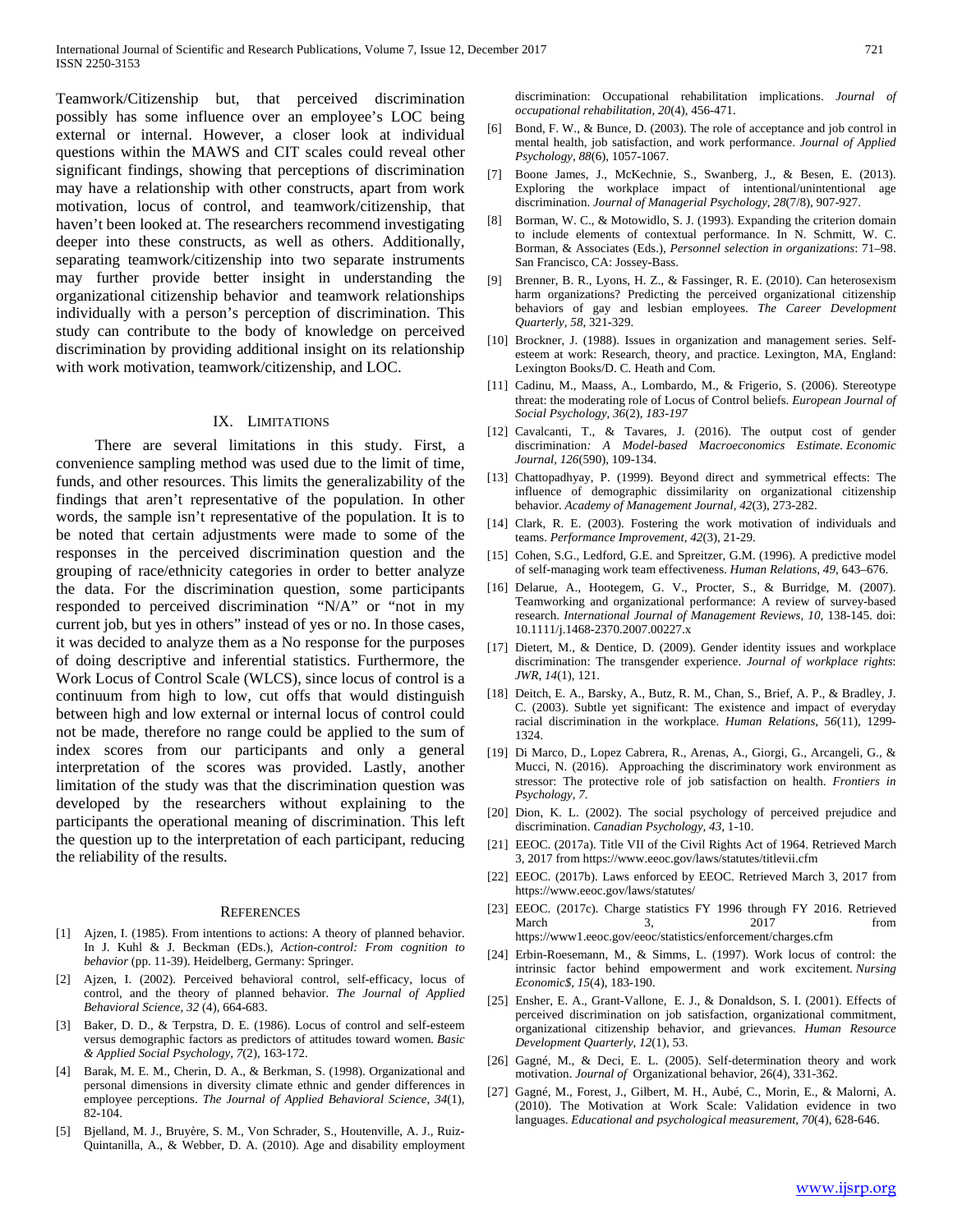Teamwork/Citizenship but, that perceived discrimination possibly has some influence over an employee's LOC being external or internal. However, a closer look at individual questions within the MAWS and CIT scales could reveal other significant findings, showing that perceptions of discrimination may have a relationship with other constructs, apart from work motivation, locus of control, and teamwork/citizenship, that haven't been looked at. The researchers recommend investigating deeper into these constructs, as well as others. Additionally, separating teamwork/citizenship into two separate instruments may further provide better insight in understanding the organizational citizenship behavior and teamwork relationships individually with a person's perception of discrimination. This study can contribute to the body of knowledge on perceived discrimination by providing additional insight on its relationship with work motivation, teamwork/citizenship, and LOC.

## IX. Limitations

There are several limitations in this study. First, a convenience sampling method was used due to the limit of time, funds, and other resources. This limits the generalizability of the findings that aren't representative of the population. In other words, the sample isn't representative of the population. It is to be noted that certain adjustments were made to some of the responses in the perceived discrimination question and the grouping of race/ethnicity categories in order to better analyze the data. For the discrimination question, some participants responded to perceived discrimination "N/A" or "not in my current job, but yes in others" instead of yes or no. In those cases, it was decided to analyze them as a No response for the purposes of doing descriptive and inferential statistics. Furthermore, the Work Locus of Control Scale (WLCS), since locus of control is a continuum from high to low, cut offs that would distinguish between high and low external or internal locus of control could not be made, therefore no range could be applied to the sum of index scores from our participants and only a general interpretation of the scores was provided. Lastly, another limitation of the study was that the discrimination question was developed by the researchers without explaining to the participants the operational meaning of discrimination. This left the question up to the interpretation of each participant, reducing the reliability of the results.

## References

[1] Ajzen, I. (1985). From intentions to actions: A theory of planned behavior. In J. Kuhl & J. Beckman (EDs.), *Action-control: From cognition to behavior* (pp. 11-39). Heidelberg, Germany: Springer.

[2] Ajzen, I. (2002). Perceived behavioral control, self-efficacy, locus of control, and the theory of planned behavior. *The Journal of Applied Behavioral Science, 32* (4), 664-683.

[3] Baker, D. D., & Terpstra, D. E. (1986). Locus of control and self-esteem versus demographic factors as predictors of attitudes toward women. *Basic & Applied Social Psychology, 7*(2), 163-172.

[4] Barak, M. E. M., Cherin, D. A., & Berkman, S. (1998). Organizational and personal dimensions in diversity climate ethnic and gender differences in employee perceptions. *The Journal of Applied Behavioral Science, 34*(1), 82-104.

[5] Bjelland, M. J., Bruyère, S. M., Von Schrader, S., Houtenville, A. J., Ruiz-Quintanilla, A., & Webber, D. A. (2010). Age and disability employment discrimination: Occupational rehabilitation implications. *Journal of occupational rehabilitation, 20*(4), 456-471.

[6] Bond, F. W., & Bunce, D. (2003). The role of acceptance and job control in mental health, job satisfaction, and work performance. *Journal of Applied Psychology, 88*(6), 1057-1067.

[7] Boone James, J., McKechnie, S., Swanberg, J., & Besen, E. (2013). Exploring the workplace impact of intentional/unintentional age discrimination. *Journal of Managerial Psychology, 28*(7/8), 907-927.

[8] Borman, W. C., & Motowidlo, S. J. (1993). Expanding the criterion domain to include elements of contextual performance. In N. Schmitt, W. C. Borman, & Associates (Eds.), *Personnel selection in organizations*: 71–98. San Francisco, CA: Jossey-Bass.

[9] Brenner, B. R., Lyons, H. Z., & Fassinger, R. E. (2010). Can heterosexism harm organizations? Predicting the perceived organizational citizenship behaviors of gay and lesbian employees. *The Career Development Quarterly, 58*, 321-329.

[10] Brockner, J. (1988). Issues in organization and management series. Self-esteem at work: Research, theory, and practice. Lexington, MA, England: Lexington Books/D. C. Heath and Com.

[11] Cadinu, M., Maass, A., Lombardo, M., & Frigerio, S. (2006). Stereotype threat: the moderating role of Locus of Control beliefs. *European Journal of Social Psychology, 36*(2), *183-197*

[12] Cavalcanti, T., & Tavares, J. (2016). The output cost of gender discrimination*: A Model-based Macroeconomics Estimate. Economic Journal, 126*(590), 109-134.

[13] Chattopadhyay, P. (1999). Beyond direct and symmetrical effects: The influence of demographic dissimilarity on organizational citizenship behavior. *Academy of Management Journal, 42*(3), 273-282.

[14] Clark, R. E. (2003). Fostering the work motivation of individuals and teams. *Performance Improvement, 42*(3), 21-29.

[15] Cohen, S.G., Ledford, G.E. and Spreitzer, G.M. (1996). A predictive model of self-managing work team effectiveness. *Human Relations, 49*, 643–676.

[16] Delarue, A., Hootegem, G. V., Procter, S., & Burridge, M. (2007). Teamworking and organizational performance: A review of survey-based research. *International Journal of Management Reviews, 10*, 138-145. doi: 10.1111/j.1468-2370.2007.00227.x

[17] Dietert, M., & Dentice, D. (2009). Gender identity issues and workplace discrimination: The transgender experience. *Journal of workplace rights*: *JWR, 14*(1), 121.

[18] Deitch, E. A., Barsky, A., Butz, R. M., Chan, S., Brief, A. P., & Bradley, J. C. (2003). Subtle yet significant: The existence and impact of everyday racial discrimination in the workplace. *Human Relations, 56*(11), 1299-1324.

[19] Di Marco, D., Lopez Cabrera, R., Arenas, A., Giorgi, G., Arcangeli, G., & Mucci, N. (2016). Approaching the discriminatory work environment as stressor: The protective role of job satisfaction on health. *Frontiers in Psychology, 7*.

[20] Dion, K. L. (2002). The social psychology of perceived prejudice and discrimination. *Canadian Psychology, 43*, 1-10.

[21] EEOC. (2017a). Title VII of the Civil Rights Act of 1964. Retrieved March 3, 2017 from https://www.eeoc.gov/laws/statutes/titlevii.cfm

[22] EEOC. (2017b). Laws enforced by EEOC. Retrieved March 3, 2017 from https://www.eeoc.gov/laws/statutes/

[23] EEOC. (2017c). Charge statistics FY 1996 through FY 2016. Retrieved March 3, 2017 from https://www1.eeoc.gov/eeoc/statistics/enforcement/charges.cfm

[24] Erbin-Roesemann, M., & Simms, L. (1997). Work locus of control: the intrinsic factor behind empowerment and work excitement. *Nursing Economic$, 15*(4), 183-190.

[25] Ensher, E. A., Grant-Vallone, E. J., & Donaldson, S. I. (2001). Effects of perceived discrimination on job satisfaction, organizational commitment, organizational citizenship behavior, and grievances. *Human Resource Development Quarterly, 12*(1), 53.

[26] Gagné, M., & Deci, E. L. (2005). Self-determination theory and work motivation. *Journal of* Organizational behavior, 26(4), 331-362.

[27] Gagné, M., Forest, J., Gilbert, M. H., Aubé, C., Morin, E., & Malorni, A. (2010). The Motivation at Work Scale: Validation evidence in two languages. *Educational and psychological measurement, 70*(4), 628-646.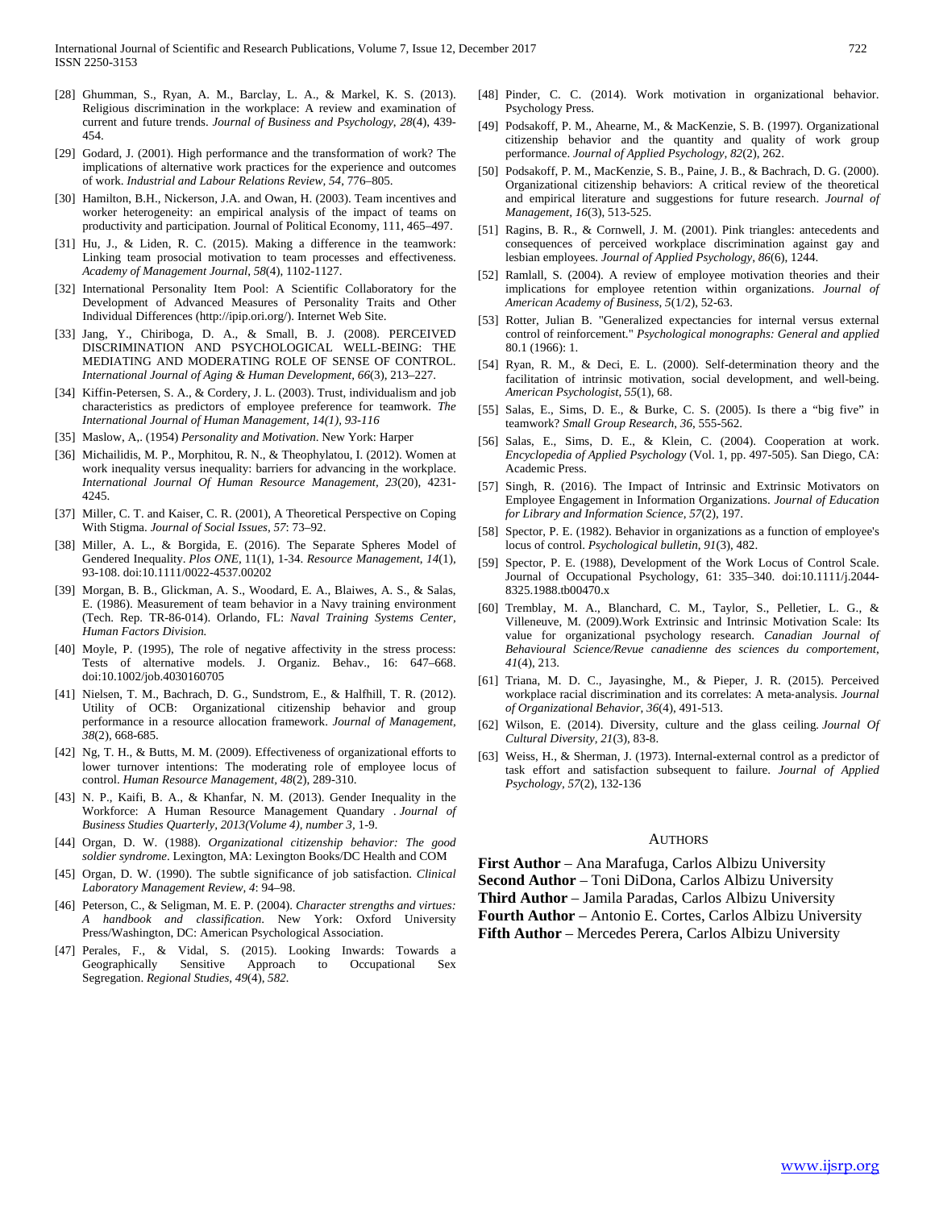[28] Ghumman, S., Ryan, A. M., Barclay, L. A., & Markel, K. S. (2013). Religious discrimination in the workplace: A review and examination of current and future trends. *Journal of Business and Psychology, 28*(4), 439-454.

[29] Godard, J. (2001). High performance and the transformation of work? The implications of alternative work practices for the experience and outcomes of work. *Industrial and Labour Relations Review, 54*, 776–805.

[30] Hamilton, B.H., Nickerson, J.A. and Owan, H. (2003). Team incentives and worker heterogeneity: an empirical analysis of the impact of teams on productivity and participation. Journal of Political Economy, 111, 465–497.

[31] Hu, J., & Liden, R. C. (2015). Making a difference in the teamwork: Linking team prosocial motivation to team processes and effectiveness. *Academy of Management Journal, 58*(4), 1102-1127.

[32] International Personality Item Pool: A Scientific Collaboratory for the Development of Advanced Measures of Personality Traits and Other Individual Differences (http://ipip.ori.org/). Internet Web Site.

[33] Jang, Y., Chiriboga, D. A., & Small, B. J. (2008). PERCEIVED DISCRIMINATION AND PSYCHOLOGICAL WELL-BEING: THE MEDIATING AND MODERATING ROLE OF SENSE OF CONTROL. *International Journal of Aging & Human Development, 66*(3), 213–227.

[34] Kiffin-Petersen, S. A., & Cordery, J. L. (2003). Trust, individualism and job characteristics as predictors of employee preference for teamwork. *The International Journal of Human Management, 14(1), 93-116*

[35] Maslow, A,. (1954) *Personality and Motivation*. New York: Harper

[36] Michailidis, M. P., Morphitou, R. N., & Theophylatou, I. (2012). Women at work inequality versus inequality: barriers for advancing in the workplace. *International Journal Of Human Resource Management, 23*(20), 4231-4245.

[37] Miller, C. T. and Kaiser, C. R. (2001), A Theoretical Perspective on Coping With Stigma. *Journal of Social Issues, 57*: 73–92.

[38] Miller, A. L., & Borgida, E. (2016). The Separate Spheres Model of Gendered Inequality. *Plos ONE*, 11(1), 1-34. *Resource Management, 14*(1), 93-108. doi:10.1111/0022-4537.00202

[39] Morgan, B. B., Glickman, A. S., Woodard, E. A., Blaiwes, A. S., & Salas, E. (1986). Measurement of team behavior in a Navy training environment (Tech. Rep. TR-86-014). Orlando, FL: *Naval Training Systems Center, Human Factors Division.*

[40] Moyle, P. (1995), The role of negative affectivity in the stress process: Tests of alternative models. J. Organiz. Behav., 16: 647–668. doi:10.1002/job.4030160705

[41] Nielsen, T. M., Bachrach, D. G., Sundstrom, E., & Halfhill, T. R. (2012). Utility of OCB: Organizational citizenship behavior and group performance in a resource allocation framework. *Journal of Management, 38*(2), 668-685.

[42] Ng, T. H., & Butts, M. M. (2009). Effectiveness of organizational efforts to lower turnover intentions: The moderating role of employee locus of control. *Human Resource Management, 48*(2), 289-310.

[43] N. P., Kaifi, B. A., & Khanfar, N. M. (2013). Gender Inequality in the Workforce: A Human Resource Management Quandary . *Journal of Business Studies Quarterly, 2013(Volume 4), number 3*, 1-9.

[44] Organ, D. W. (1988). *Organizational citizenship behavior: The good soldier syndrome*. Lexington, MA: Lexington Books/DC Health and COM

[45] Organ, D. W. (1990). The subtle significance of job satisfaction. *Clinical Laboratory Management Review, 4*: 94–98.

[46] Peterson, C., & Seligman, M. E. P. (2004). *Character strengths and virtues: A handbook and classification*. New York: Oxford University Press/Washington, DC: American Psychological Association.

[47] Perales, F., & Vidal, S. (2015). Looking Inwards: Towards a Geographically Sensitive Approach to Occupational Sex Segregation. *Regional Studies, 49*(4), *582*.

[48] Pinder, C. C. (2014). Work motivation in organizational behavior. Psychology Press.

[49] Podsakoff, P. M., Ahearne, M., & MacKenzie, S. B. (1997). Organizational citizenship behavior and the quantity and quality of work group performance. *Journal of Applied Psychology, 82*(2), 262.

[50] Podsakoff, P. M., MacKenzie, S. B., Paine, J. B., & Bachrach, D. G. (2000). Organizational citizenship behaviors: A critical review of the theoretical and empirical literature and suggestions for future research. *Journal of Management, 16*(3), 513-525.

[51] Ragins, B. R., & Cornwell, J. M. (2001). Pink triangles: antecedents and consequences of perceived workplace discrimination against gay and lesbian employees. *Journal of Applied Psychology, 86*(6), 1244.

[52] Ramlall, S. (2004). A review of employee motivation theories and their implications for employee retention within organizations. *Journal of American Academy of Business, 5*(1/2), 52-63.

[53] Rotter, Julian B. "Generalized expectancies for internal versus external control of reinforcement." *Psychological monographs: General and applied* 80.1 (1966): 1.

[54] Ryan, R. M., & Deci, E. L. (2000). Self-determination theory and the facilitation of intrinsic motivation, social development, and well-being. *American Psychologist, 55*(1), 68.

[55] Salas, E., Sims, D. E., & Burke, C. S. (2005). Is there a "big five" in teamwork? *Small Group Research, 36*, 555-562.

[56] Salas, E., Sims, D. E., & Klein, C. (2004). Cooperation at work. *Encyclopedia of Applied Psychology* (Vol. 1, pp. 497-505). San Diego, CA: Academic Press.

[57] Singh, R. (2016). The Impact of Intrinsic and Extrinsic Motivators on Employee Engagement in Information Organizations. *Journal of Education for Library and Information Science, 57*(2), 197.

[58] Spector, P. E. (1982). Behavior in organizations as a function of employee's locus of control. *Psychological bulletin, 91*(3), 482.

[59] Spector, P. E. (1988), Development of the Work Locus of Control Scale. Journal of Occupational Psychology, 61: 335–340. doi:10.1111/j.2044-8325.1988.tb00470.x

[60] Tremblay, M. A., Blanchard, C. M., Taylor, S., Pelletier, L. G., & Villeneuve, M. (2009).Work Extrinsic and Intrinsic Motivation Scale: Its value for organizational psychology research. *Canadian Journal of Behavioural Science/Revue canadienne des sciences du comportement, 41*(4), 213.

[61] Triana, M. D. C., Jayasinghe, M., & Pieper, J. R. (2015). Perceived workplace racial discrimination and its correlates: A meta-analysis. *Journal of Organizational Behavior, 36*(4), 491-513.

[62] Wilson, E. (2014). Diversity, culture and the glass ceiling. *Journal Of Cultural Diversity, 21*(3), 83-8.

[63] Weiss, H., & Sherman, J. (1973). Internal-external control as a predictor of task effort and satisfaction subsequent to failure. *Journal of Applied Psychology, 57*(2), 132-136

## AUTHORS

**First Author** – Ana Marafuga, Carlos Albizu University
**Second Author** – Toni DiDona, Carlos Albizu University
**Third Author** – Jamila Paradas, Carlos Albizu University
**Fourth Author** – Antonio E. Cortes, Carlos Albizu University
**Fifth Author** – Mercedes Perera, Carlos Albizu University